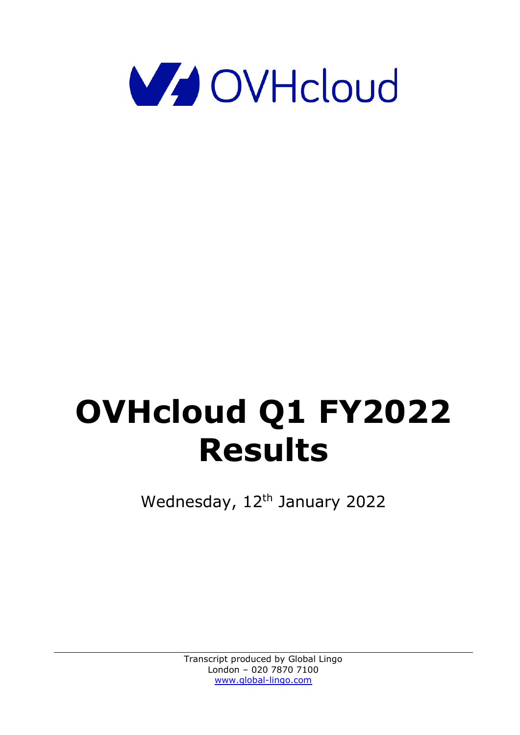# OVHcloud Q1 FY2022 Results

Wednesday, 12th January 2022

Transcript produced by Global Lingo
London – 020 7870 7100
www.global-lingo.com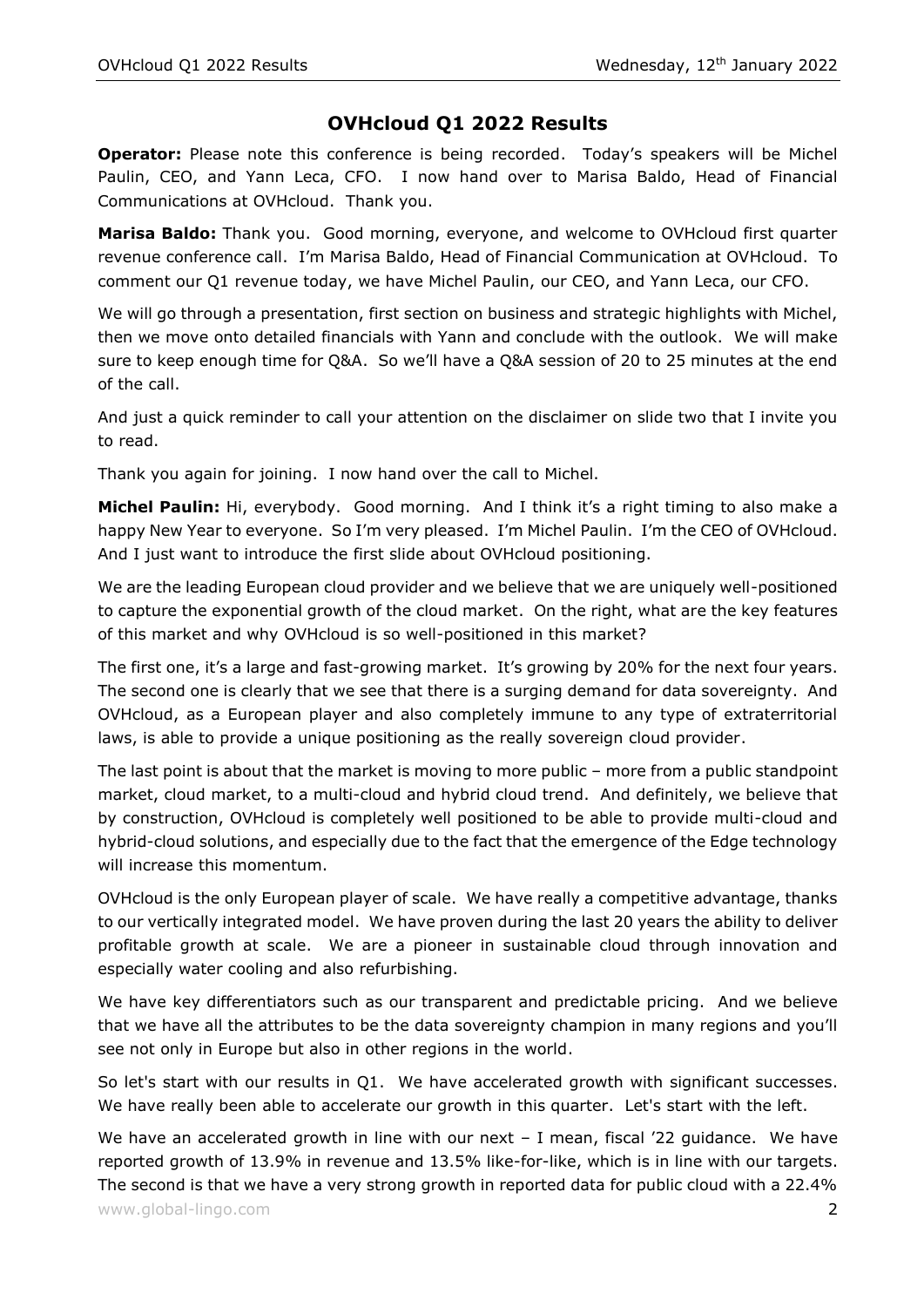# OVHcloud Q1 2022 Results

**Operator:** Please note this conference is being recorded. Today's speakers will be Michel Paulin, CEO, and Yann Leca, CFO. I now hand over to Marisa Baldo, Head of Financial Communications at OVHcloud. Thank you.

**Marisa Baldo:** Thank you. Good morning, everyone, and welcome to OVHcloud first quarter revenue conference call. I'm Marisa Baldo, Head of Financial Communication at OVHcloud. To comment our Q1 revenue today, we have Michel Paulin, our CEO, and Yann Leca, our CFO.

We will go through a presentation, first section on business and strategic highlights with Michel, then we move onto detailed financials with Yann and conclude with the outlook. We will make sure to keep enough time for Q&A. So we'll have a Q&A session of 20 to 25 minutes at the end of the call.

And just a quick reminder to call your attention on the disclaimer on slide two that I invite you to read.

Thank you again for joining. I now hand over the call to Michel.

**Michel Paulin:** Hi, everybody. Good morning. And I think it's a right timing to also make a happy New Year to everyone. So I'm very pleased. I'm Michel Paulin. I'm the CEO of OVHcloud. And I just want to introduce the first slide about OVHcloud positioning.

We are the leading European cloud provider and we believe that we are uniquely well-positioned to capture the exponential growth of the cloud market. On the right, what are the key features of this market and why OVHcloud is so well-positioned in this market?

The first one, it's a large and fast-growing market. It's growing by 20% for the next four years. The second one is clearly that we see that there is a surging demand for data sovereignty. And OVHcloud, as a European player and also completely immune to any type of extraterritorial laws, is able to provide a unique positioning as the really sovereign cloud provider.

The last point is about that the market is moving to more public – more from a public standpoint market, cloud market, to a multi-cloud and hybrid cloud trend. And definitely, we believe that by construction, OVHcloud is completely well positioned to be able to provide multi-cloud and hybrid-cloud solutions, and especially due to the fact that the emergence of the Edge technology will increase this momentum.

OVHcloud is the only European player of scale. We have really a competitive advantage, thanks to our vertically integrated model. We have proven during the last 20 years the ability to deliver profitable growth at scale. We are a pioneer in sustainable cloud through innovation and especially water cooling and also refurbishing.

We have key differentiators such as our transparent and predictable pricing. And we believe that we have all the attributes to be the data sovereignty champion in many regions and you'll see not only in Europe but also in other regions in the world.

So let's start with our results in Q1. We have accelerated growth with significant successes. We have really been able to accelerate our growth in this quarter. Let's start with the left.

We have an accelerated growth in line with our next – I mean, fiscal '22 guidance. We have reported growth of 13.9% in revenue and 13.5% like-for-like, which is in line with our targets. The second is that we have a very strong growth in reported data for public cloud with a 22.4%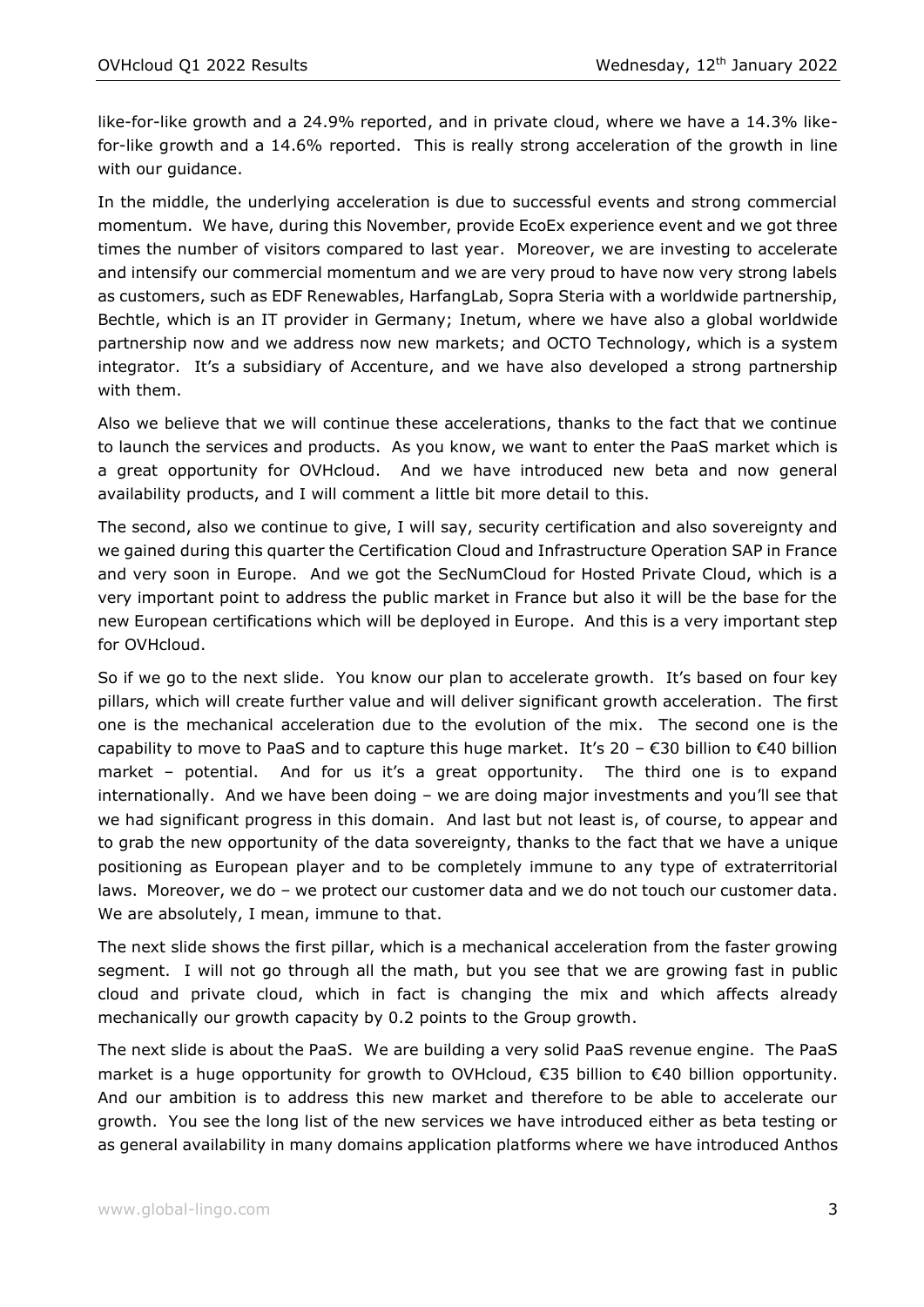like-for-like growth and a 24.9% reported, and in private cloud, where we have a 14.3% like-for-like growth and a 14.6% reported. This is really strong acceleration of the growth in line with our guidance.

In the middle, the underlying acceleration is due to successful events and strong commercial momentum. We have, during this November, provide EcoEx experience event and we got three times the number of visitors compared to last year. Moreover, we are investing to accelerate and intensify our commercial momentum and we are very proud to have now very strong labels as customers, such as EDF Renewables, HarfangLab, Sopra Steria with a worldwide partnership, Bechtle, which is an IT provider in Germany; Inetum, where we have also a global worldwide partnership now and we address now new markets; and OCTO Technology, which is a system integrator. It's a subsidiary of Accenture, and we have also developed a strong partnership with them.

Also we believe that we will continue these accelerations, thanks to the fact that we continue to launch the services and products. As you know, we want to enter the PaaS market which is a great opportunity for OVHcloud. And we have introduced new beta and now general availability products, and I will comment a little bit more detail to this.

The second, also we continue to give, I will say, security certification and also sovereignty and we gained during this quarter the Certification Cloud and Infrastructure Operation SAP in France and very soon in Europe. And we got the SecNumCloud for Hosted Private Cloud, which is a very important point to address the public market in France but also it will be the base for the new European certifications which will be deployed in Europe. And this is a very important step for OVHcloud.

So if we go to the next slide. You know our plan to accelerate growth. It's based on four key pillars, which will create further value and will deliver significant growth acceleration. The first one is the mechanical acceleration due to the evolution of the mix. The second one is the capability to move to PaaS and to capture this huge market. It's 20 – €30 billion to €40 billion market – potential. And for us it's a great opportunity. The third one is to expand internationally. And we have been doing – we are doing major investments and you'll see that we had significant progress in this domain. And last but not least is, of course, to appear and to grab the new opportunity of the data sovereignty, thanks to the fact that we have a unique positioning as European player and to be completely immune to any type of extraterritorial laws. Moreover, we do – we protect our customer data and we do not touch our customer data. We are absolutely, I mean, immune to that.

The next slide shows the first pillar, which is a mechanical acceleration from the faster growing segment. I will not go through all the math, but you see that we are growing fast in public cloud and private cloud, which in fact is changing the mix and which affects already mechanically our growth capacity by 0.2 points to the Group growth.

The next slide is about the PaaS. We are building a very solid PaaS revenue engine. The PaaS market is a huge opportunity for growth to OVHcloud, €35 billion to €40 billion opportunity. And our ambition is to address this new market and therefore to be able to accelerate our growth. You see the long list of the new services we have introduced either as beta testing or as general availability in many domains application platforms where we have introduced Anthos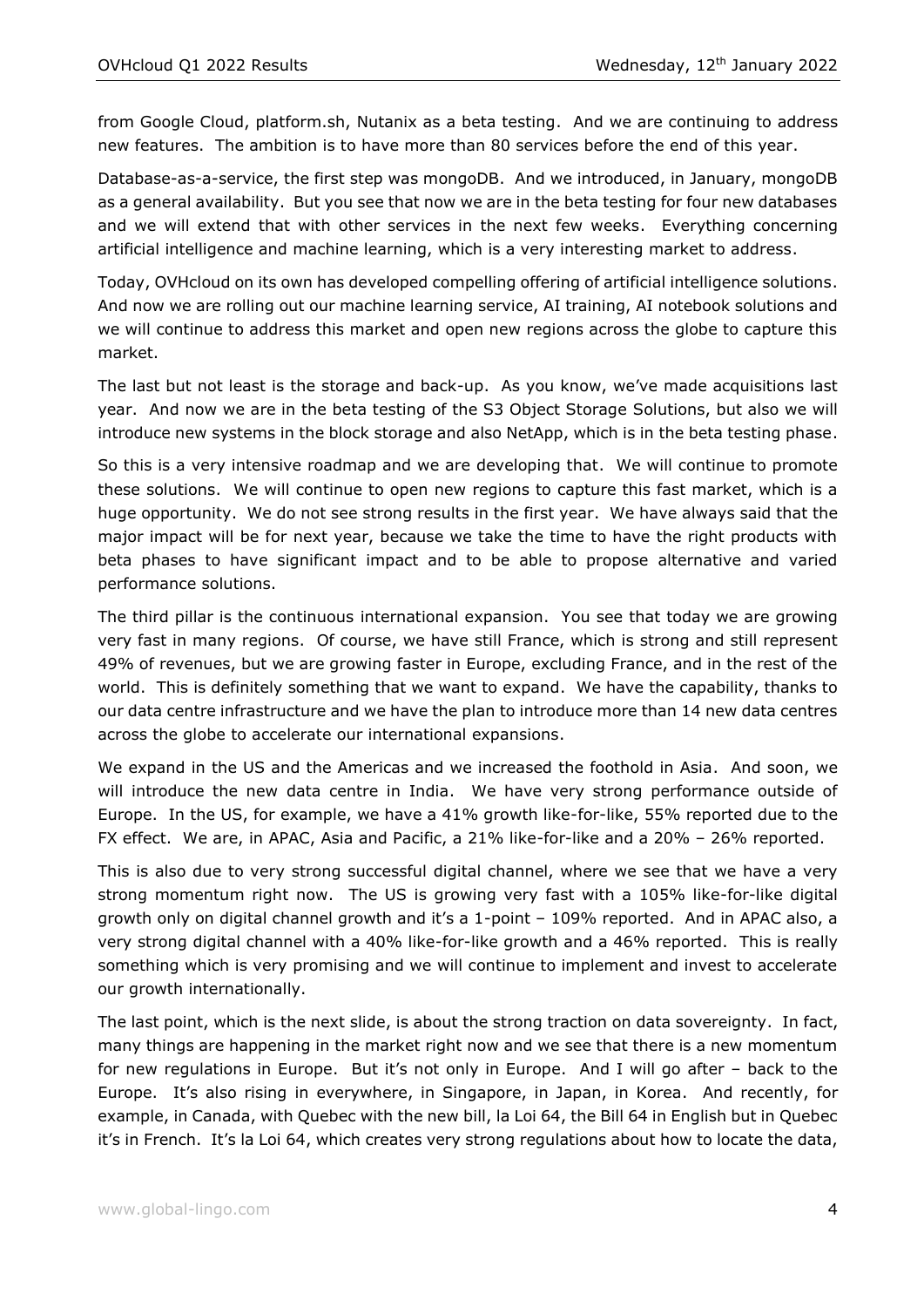from Google Cloud, platform.sh, Nutanix as a beta testing. And we are continuing to address new features. The ambition is to have more than 80 services before the end of this year.

Database-as-a-service, the first step was mongoDB. And we introduced, in January, mongoDB as a general availability. But you see that now we are in the beta testing for four new databases and we will extend that with other services in the next few weeks. Everything concerning artificial intelligence and machine learning, which is a very interesting market to address.

Today, OVHcloud on its own has developed compelling offering of artificial intelligence solutions. And now we are rolling out our machine learning service, AI training, AI notebook solutions and we will continue to address this market and open new regions across the globe to capture this market.

The last but not least is the storage and back-up. As you know, we've made acquisitions last year. And now we are in the beta testing of the S3 Object Storage Solutions, but also we will introduce new systems in the block storage and also NetApp, which is in the beta testing phase.

So this is a very intensive roadmap and we are developing that. We will continue to promote these solutions. We will continue to open new regions to capture this fast market, which is a huge opportunity. We do not see strong results in the first year. We have always said that the major impact will be for next year, because we take the time to have the right products with beta phases to have significant impact and to be able to propose alternative and varied performance solutions.

The third pillar is the continuous international expansion. You see that today we are growing very fast in many regions. Of course, we have still France, which is strong and still represent 49% of revenues, but we are growing faster in Europe, excluding France, and in the rest of the world. This is definitely something that we want to expand. We have the capability, thanks to our data centre infrastructure and we have the plan to introduce more than 14 new data centres across the globe to accelerate our international expansions.

We expand in the US and the Americas and we increased the foothold in Asia. And soon, we will introduce the new data centre in India. We have very strong performance outside of Europe. In the US, for example, we have a 41% growth like-for-like, 55% reported due to the FX effect. We are, in APAC, Asia and Pacific, a 21% like-for-like and a 20% – 26% reported.

This is also due to very strong successful digital channel, where we see that we have a very strong momentum right now. The US is growing very fast with a 105% like-for-like digital growth only on digital channel growth and it's a 1-point – 109% reported. And in APAC also, a very strong digital channel with a 40% like-for-like growth and a 46% reported. This is really something which is very promising and we will continue to implement and invest to accelerate our growth internationally.

The last point, which is the next slide, is about the strong traction on data sovereignty. In fact, many things are happening in the market right now and we see that there is a new momentum for new regulations in Europe. But it's not only in Europe. And I will go after – back to the Europe. It's also rising in everywhere, in Singapore, in Japan, in Korea. And recently, for example, in Canada, with Quebec with the new bill, la Loi 64, the Bill 64 in English but in Quebec it's in French. It's la Loi 64, which creates very strong regulations about how to locate the data,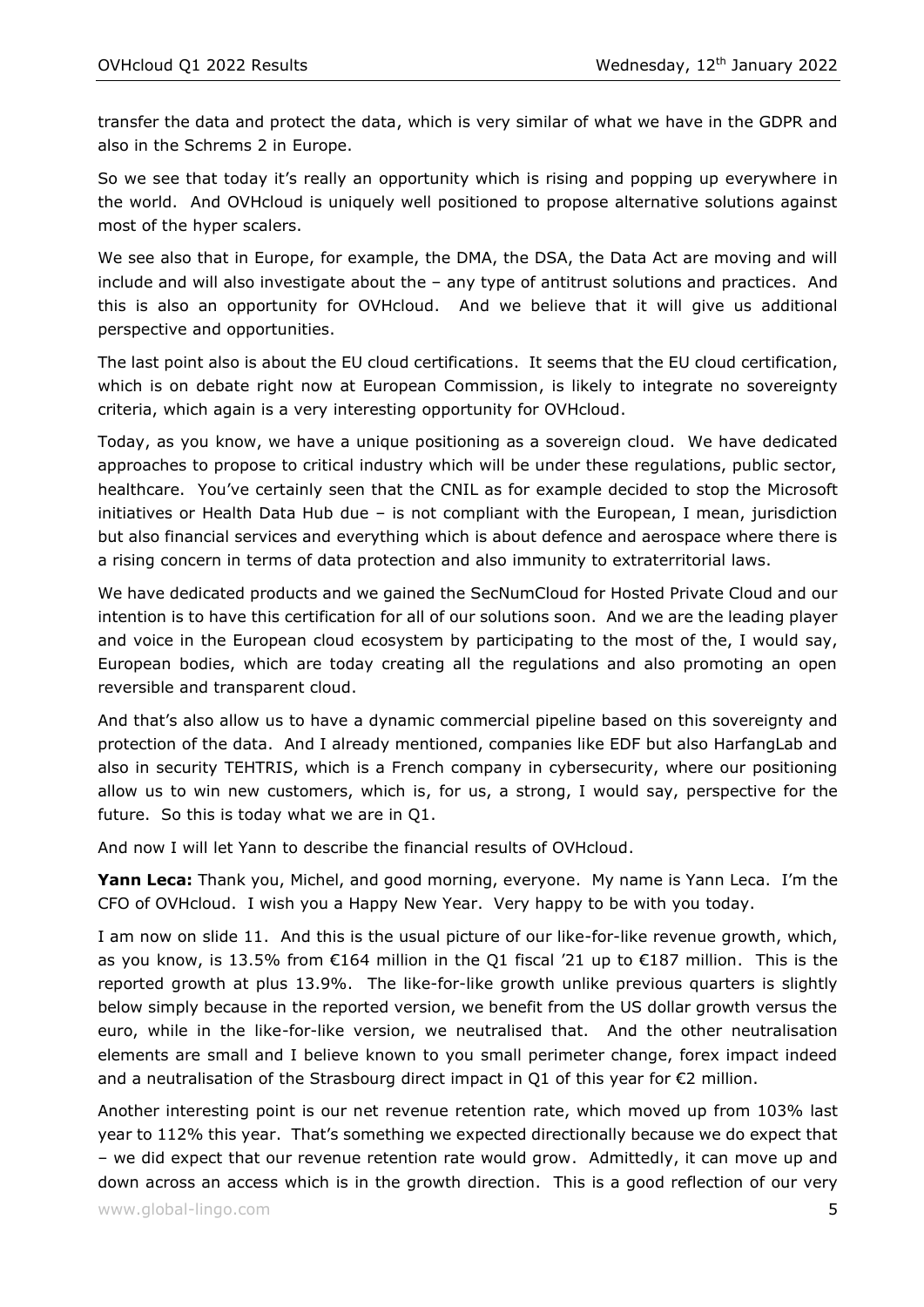transfer the data and protect the data, which is very similar of what we have in the GDPR and also in the Schrems 2 in Europe.

So we see that today it's really an opportunity which is rising and popping up everywhere in the world. And OVHcloud is uniquely well positioned to propose alternative solutions against most of the hyper scalers.

We see also that in Europe, for example, the DMA, the DSA, the Data Act are moving and will include and will also investigate about the – any type of antitrust solutions and practices. And this is also an opportunity for OVHcloud. And we believe that it will give us additional perspective and opportunities.

The last point also is about the EU cloud certifications. It seems that the EU cloud certification, which is on debate right now at European Commission, is likely to integrate no sovereignty criteria, which again is a very interesting opportunity for OVHcloud.

Today, as you know, we have a unique positioning as a sovereign cloud. We have dedicated approaches to propose to critical industry which will be under these regulations, public sector, healthcare. You've certainly seen that the CNIL as for example decided to stop the Microsoft initiatives or Health Data Hub due – is not compliant with the European, I mean, jurisdiction but also financial services and everything which is about defence and aerospace where there is a rising concern in terms of data protection and also immunity to extraterritorial laws.

We have dedicated products and we gained the SecNumCloud for Hosted Private Cloud and our intention is to have this certification for all of our solutions soon. And we are the leading player and voice in the European cloud ecosystem by participating to the most of the, I would say, European bodies, which are today creating all the regulations and also promoting an open reversible and transparent cloud.

And that's also allow us to have a dynamic commercial pipeline based on this sovereignty and protection of the data. And I already mentioned, companies like EDF but also HarfangLab and also in security TEHTRIS, which is a French company in cybersecurity, where our positioning allow us to win new customers, which is, for us, a strong, I would say, perspective for the future. So this is today what we are in Q1.

And now I will let Yann to describe the financial results of OVHcloud.

**Yann Leca:** Thank you, Michel, and good morning, everyone. My name is Yann Leca. I'm the CFO of OVHcloud. I wish you a Happy New Year. Very happy to be with you today.

I am now on slide 11. And this is the usual picture of our like-for-like revenue growth, which, as you know, is 13.5% from €164 million in the Q1 fiscal '21 up to €187 million. This is the reported growth at plus 13.9%. The like-for-like growth unlike previous quarters is slightly below simply because in the reported version, we benefit from the US dollar growth versus the euro, while in the like-for-like version, we neutralised that. And the other neutralisation elements are small and I believe known to you small perimeter change, forex impact indeed and a neutralisation of the Strasbourg direct impact in Q1 of this year for €2 million.

Another interesting point is our net revenue retention rate, which moved up from 103% last year to 112% this year. That's something we expected directionally because we do expect that – we did expect that our revenue retention rate would grow. Admittedly, it can move up and down across an access which is in the growth direction. This is a good reflection of our very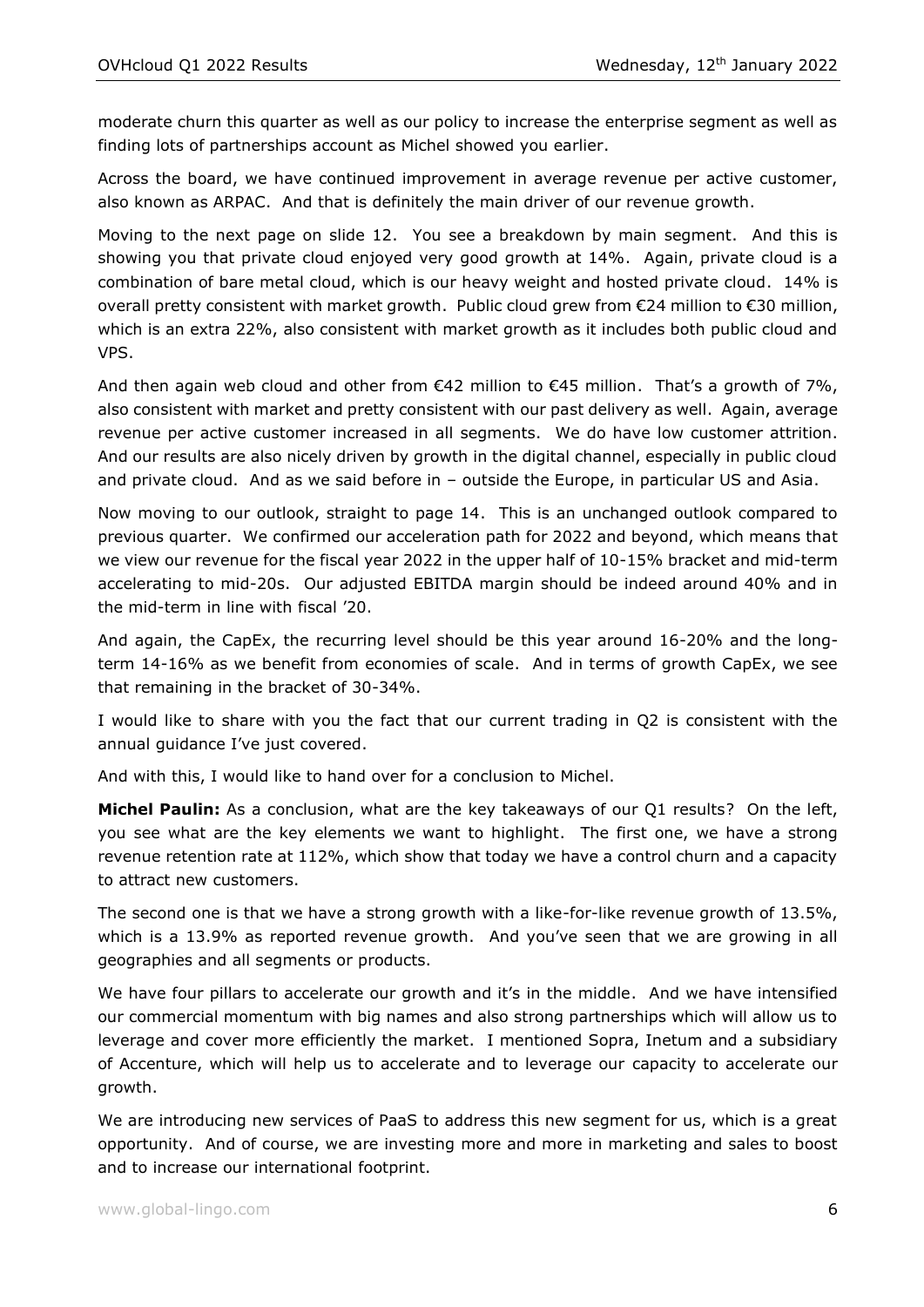moderate churn this quarter as well as our policy to increase the enterprise segment as well as finding lots of partnerships account as Michel showed you earlier.

Across the board, we have continued improvement in average revenue per active customer, also known as ARPAC. And that is definitely the main driver of our revenue growth.

Moving to the next page on slide 12. You see a breakdown by main segment. And this is showing you that private cloud enjoyed very good growth at 14%. Again, private cloud is a combination of bare metal cloud, which is our heavy weight and hosted private cloud. 14% is overall pretty consistent with market growth. Public cloud grew from €24 million to €30 million, which is an extra 22%, also consistent with market growth as it includes both public cloud and VPS.

And then again web cloud and other from €42 million to €45 million. That's a growth of 7%, also consistent with market and pretty consistent with our past delivery as well. Again, average revenue per active customer increased in all segments. We do have low customer attrition. And our results are also nicely driven by growth in the digital channel, especially in public cloud and private cloud. And as we said before in – outside the Europe, in particular US and Asia.

Now moving to our outlook, straight to page 14. This is an unchanged outlook compared to previous quarter. We confirmed our acceleration path for 2022 and beyond, which means that we view our revenue for the fiscal year 2022 in the upper half of 10-15% bracket and mid-term accelerating to mid-20s. Our adjusted EBITDA margin should be indeed around 40% and in the mid-term in line with fiscal '20.

And again, the CapEx, the recurring level should be this year around 16-20% and the long-term 14-16% as we benefit from economies of scale. And in terms of growth CapEx, we see that remaining in the bracket of 30-34%.

I would like to share with you the fact that our current trading in Q2 is consistent with the annual guidance I've just covered.

And with this, I would like to hand over for a conclusion to Michel.

**Michel Paulin:** As a conclusion, what are the key takeaways of our Q1 results? On the left, you see what are the key elements we want to highlight. The first one, we have a strong revenue retention rate at 112%, which show that today we have a control churn and a capacity to attract new customers.

The second one is that we have a strong growth with a like-for-like revenue growth of 13.5%, which is a 13.9% as reported revenue growth. And you've seen that we are growing in all geographies and all segments or products.

We have four pillars to accelerate our growth and it's in the middle. And we have intensified our commercial momentum with big names and also strong partnerships which will allow us to leverage and cover more efficiently the market. I mentioned Sopra, Inetum and a subsidiary of Accenture, which will help us to accelerate and to leverage our capacity to accelerate our growth.

We are introducing new services of PaaS to address this new segment for us, which is a great opportunity. And of course, we are investing more and more in marketing and sales to boost and to increase our international footprint.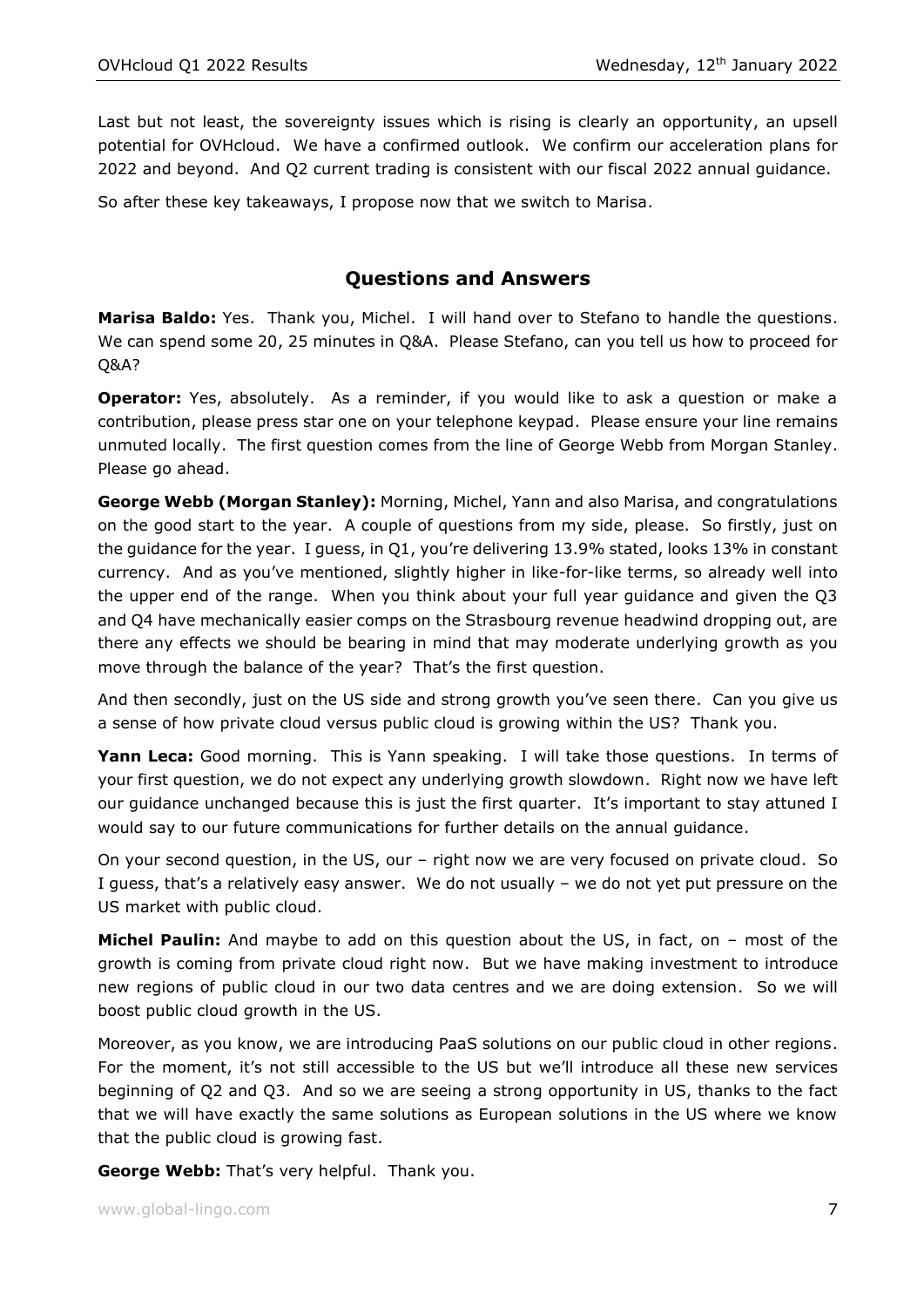Last but not least, the sovereignty issues which is rising is clearly an opportunity, an upsell potential for OVHcloud. We have a confirmed outlook. We confirm our acceleration plans for 2022 and beyond. And Q2 current trading is consistent with our fiscal 2022 annual guidance.

So after these key takeaways, I propose now that we switch to Marisa.

## Questions and Answers

**Marisa Baldo:** Yes. Thank you, Michel. I will hand over to Stefano to handle the questions. We can spend some 20, 25 minutes in Q&A. Please Stefano, can you tell us how to proceed for Q&A?

**Operator:** Yes, absolutely. As a reminder, if you would like to ask a question or make a contribution, please press star one on your telephone keypad. Please ensure your line remains unmuted locally. The first question comes from the line of George Webb from Morgan Stanley. Please go ahead.

**George Webb (Morgan Stanley):** Morning, Michel, Yann and also Marisa, and congratulations on the good start to the year. A couple of questions from my side, please. So firstly, just on the guidance for the year. I guess, in Q1, you're delivering 13.9% stated, looks 13% in constant currency. And as you've mentioned, slightly higher in like-for-like terms, so already well into the upper end of the range. When you think about your full year guidance and given the Q3 and Q4 have mechanically easier comps on the Strasbourg revenue headwind dropping out, are there any effects we should be bearing in mind that may moderate underlying growth as you move through the balance of the year? That's the first question.

And then secondly, just on the US side and strong growth you've seen there. Can you give us a sense of how private cloud versus public cloud is growing within the US? Thank you.

**Yann Leca:** Good morning. This is Yann speaking. I will take those questions. In terms of your first question, we do not expect any underlying growth slowdown. Right now we have left our guidance unchanged because this is just the first quarter. It's important to stay attuned I would say to our future communications for further details on the annual guidance.

On your second question, in the US, our – right now we are very focused on private cloud. So I guess, that's a relatively easy answer. We do not usually – we do not yet put pressure on the US market with public cloud.

**Michel Paulin:** And maybe to add on this question about the US, in fact, on – most of the growth is coming from private cloud right now. But we have making investment to introduce new regions of public cloud in our two data centres and we are doing extension. So we will boost public cloud growth in the US.

Moreover, as you know, we are introducing PaaS solutions on our public cloud in other regions. For the moment, it's not still accessible to the US but we'll introduce all these new services beginning of Q2 and Q3. And so we are seeing a strong opportunity in US, thanks to the fact that we will have exactly the same solutions as European solutions in the US where we know that the public cloud is growing fast.

**George Webb:** That's very helpful. Thank you.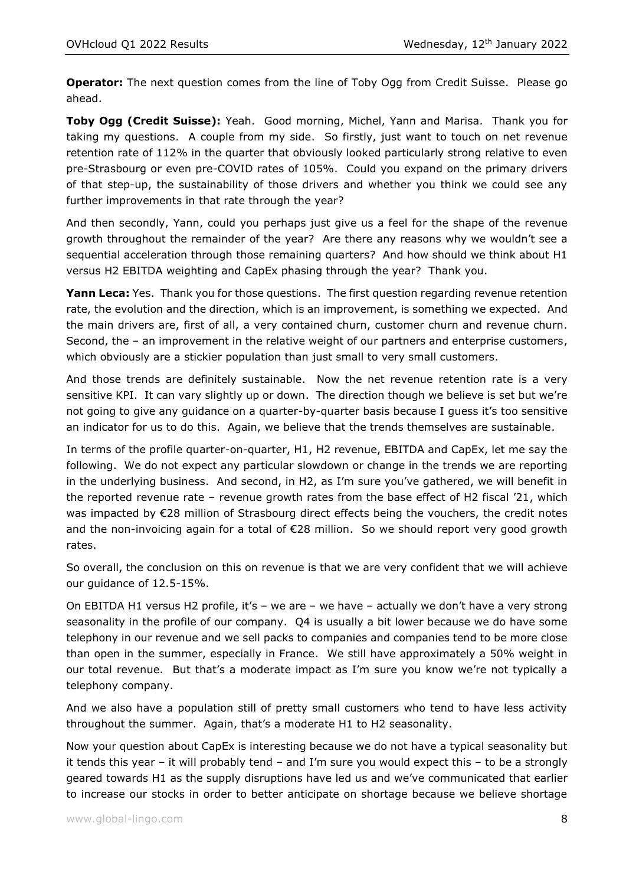**Operator:** The next question comes from the line of Toby Ogg from Credit Suisse. Please go ahead.

**Toby Ogg (Credit Suisse):** Yeah. Good morning, Michel, Yann and Marisa. Thank you for taking my questions. A couple from my side. So firstly, just want to touch on net revenue retention rate of 112% in the quarter that obviously looked particularly strong relative to even pre-Strasbourg or even pre-COVID rates of 105%. Could you expand on the primary drivers of that step-up, the sustainability of those drivers and whether you think we could see any further improvements in that rate through the year?

And then secondly, Yann, could you perhaps just give us a feel for the shape of the revenue growth throughout the remainder of the year? Are there any reasons why we wouldn't see a sequential acceleration through those remaining quarters? And how should we think about H1 versus H2 EBITDA weighting and CapEx phasing through the year? Thank you.

**Yann Leca:** Yes. Thank you for those questions. The first question regarding revenue retention rate, the evolution and the direction, which is an improvement, is something we expected. And the main drivers are, first of all, a very contained churn, customer churn and revenue churn. Second, the – an improvement in the relative weight of our partners and enterprise customers, which obviously are a stickier population than just small to very small customers.

And those trends are definitely sustainable. Now the net revenue retention rate is a very sensitive KPI. It can vary slightly up or down. The direction though we believe is set but we're not going to give any guidance on a quarter-by-quarter basis because I guess it's too sensitive an indicator for us to do this. Again, we believe that the trends themselves are sustainable.

In terms of the profile quarter-on-quarter, H1, H2 revenue, EBITDA and CapEx, let me say the following. We do not expect any particular slowdown or change in the trends we are reporting in the underlying business. And second, in H2, as I'm sure you've gathered, we will benefit in the reported revenue rate – revenue growth rates from the base effect of H2 fiscal '21, which was impacted by €28 million of Strasbourg direct effects being the vouchers, the credit notes and the non-invoicing again for a total of €28 million. So we should report very good growth rates.

So overall, the conclusion on this on revenue is that we are very confident that we will achieve our guidance of 12.5-15%.

On EBITDA H1 versus H2 profile, it's – we are – we have – actually we don't have a very strong seasonality in the profile of our company. Q4 is usually a bit lower because we do have some telephony in our revenue and we sell packs to companies and companies tend to be more close than open in the summer, especially in France. We still have approximately a 50% weight in our total revenue. But that's a moderate impact as I'm sure you know we're not typically a telephony company.

And we also have a population still of pretty small customers who tend to have less activity throughout the summer. Again, that's a moderate H1 to H2 seasonality.

Now your question about CapEx is interesting because we do not have a typical seasonality but it tends this year – it will probably tend – and I'm sure you would expect this – to be a strongly geared towards H1 as the supply disruptions have led us and we've communicated that earlier to increase our stocks in order to better anticipate on shortage because we believe shortage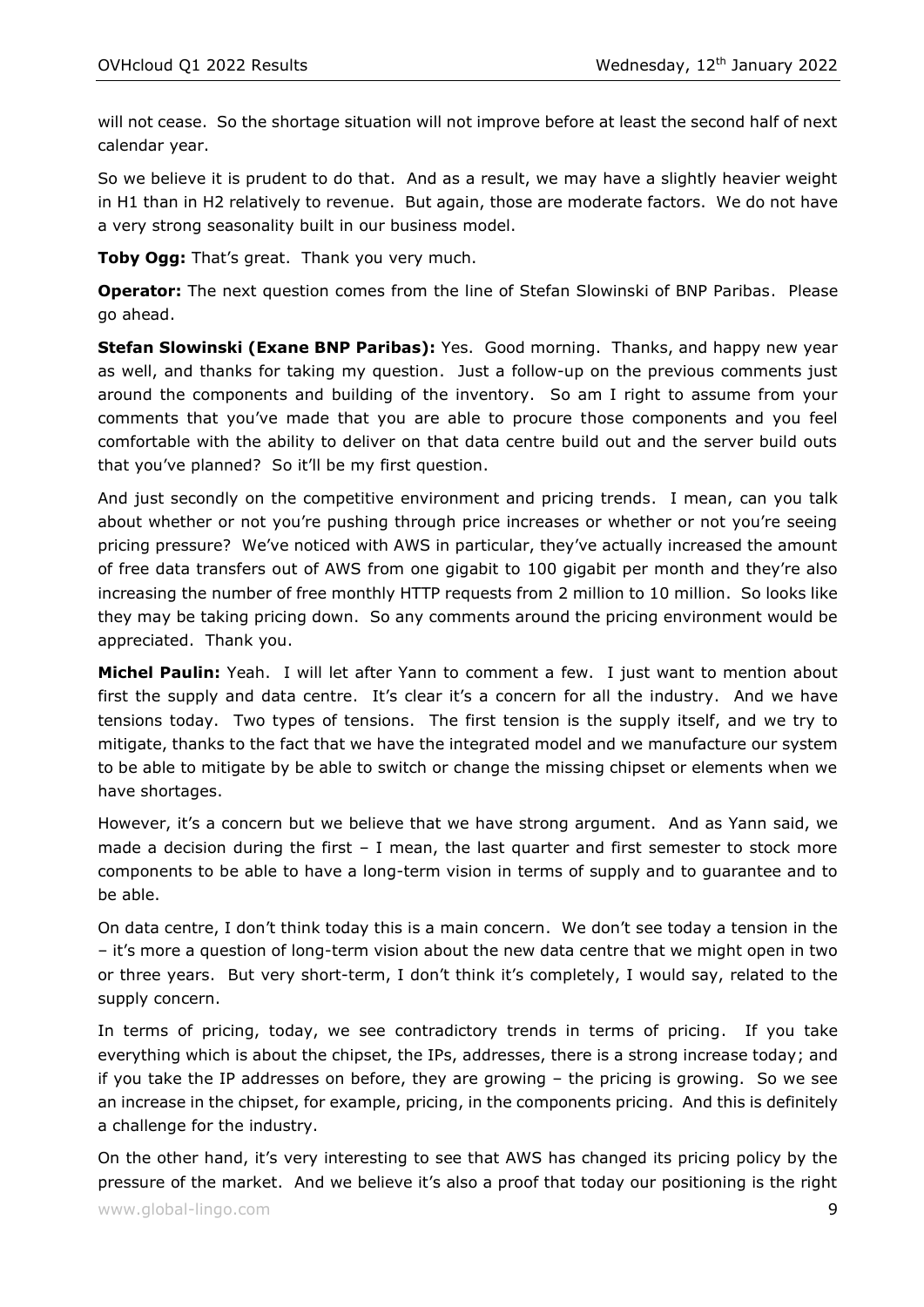will not cease. So the shortage situation will not improve before at least the second half of next calendar year.

So we believe it is prudent to do that. And as a result, we may have a slightly heavier weight in H1 than in H2 relatively to revenue. But again, those are moderate factors. We do not have a very strong seasonality built in our business model.

**Toby Ogg:** That's great. Thank you very much.

**Operator:** The next question comes from the line of Stefan Slowinski of BNP Paribas. Please go ahead.

**Stefan Slowinski (Exane BNP Paribas):** Yes. Good morning. Thanks, and happy new year as well, and thanks for taking my question. Just a follow-up on the previous comments just around the components and building of the inventory. So am I right to assume from your comments that you've made that you are able to procure those components and you feel comfortable with the ability to deliver on that data centre build out and the server build outs that you've planned? So it'll be my first question.

And just secondly on the competitive environment and pricing trends. I mean, can you talk about whether or not you're pushing through price increases or whether or not you're seeing pricing pressure? We've noticed with AWS in particular, they've actually increased the amount of free data transfers out of AWS from one gigabit to 100 gigabit per month and they're also increasing the number of free monthly HTTP requests from 2 million to 10 million. So looks like they may be taking pricing down. So any comments around the pricing environment would be appreciated. Thank you.

**Michel Paulin:** Yeah. I will let after Yann to comment a few. I just want to mention about first the supply and data centre. It's clear it's a concern for all the industry. And we have tensions today. Two types of tensions. The first tension is the supply itself, and we try to mitigate, thanks to the fact that we have the integrated model and we manufacture our system to be able to mitigate by be able to switch or change the missing chipset or elements when we have shortages.

However, it's a concern but we believe that we have strong argument. And as Yann said, we made a decision during the first – I mean, the last quarter and first semester to stock more components to be able to have a long-term vision in terms of supply and to guarantee and to be able.

On data centre, I don't think today this is a main concern. We don't see today a tension in the – it's more a question of long-term vision about the new data centre that we might open in two or three years. But very short-term, I don't think it's completely, I would say, related to the supply concern.

In terms of pricing, today, we see contradictory trends in terms of pricing. If you take everything which is about the chipset, the IPs, addresses, there is a strong increase today; and if you take the IP addresses on before, they are growing – the pricing is growing. So we see an increase in the chipset, for example, pricing, in the components pricing. And this is definitely a challenge for the industry.

On the other hand, it's very interesting to see that AWS has changed its pricing policy by the pressure of the market. And we believe it's also a proof that today our positioning is the right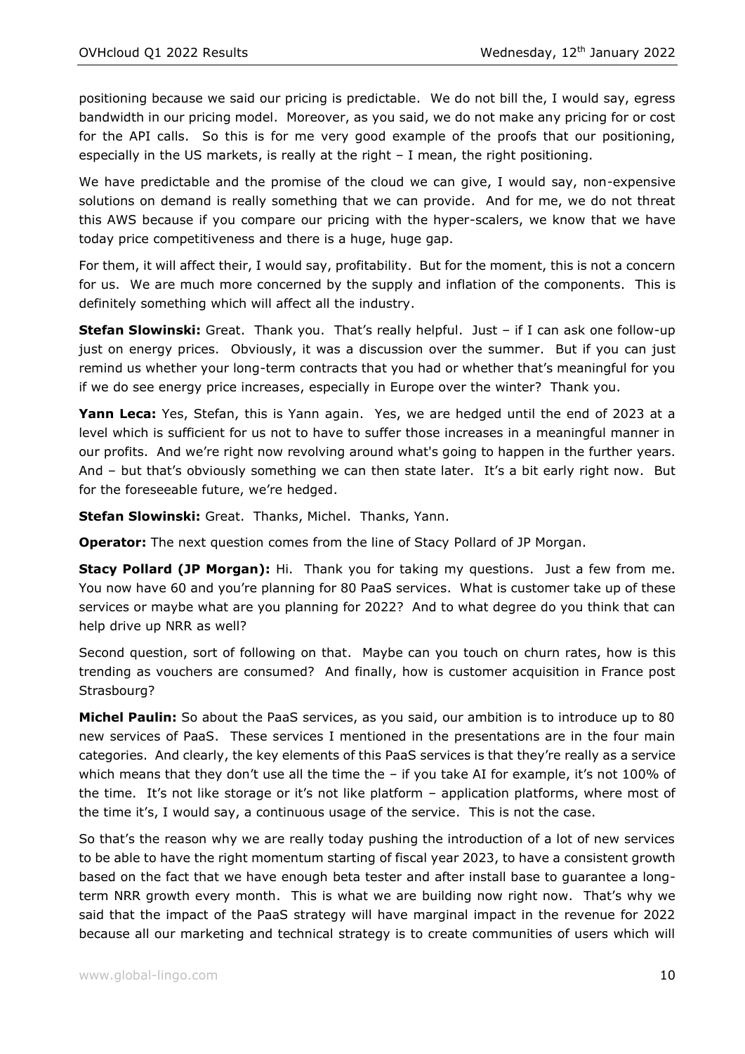positioning because we said our pricing is predictable. We do not bill the, I would say, egress bandwidth in our pricing model. Moreover, as you said, we do not make any pricing for or cost for the API calls. So this is for me very good example of the proofs that our positioning, especially in the US markets, is really at the right – I mean, the right positioning.

We have predictable and the promise of the cloud we can give, I would say, non-expensive solutions on demand is really something that we can provide. And for me, we do not threat this AWS because if you compare our pricing with the hyper-scalers, we know that we have today price competitiveness and there is a huge, huge gap.

For them, it will affect their, I would say, profitability. But for the moment, this is not a concern for us. We are much more concerned by the supply and inflation of the components. This is definitely something which will affect all the industry.

**Stefan Slowinski:** Great. Thank you. That's really helpful. Just – if I can ask one follow-up just on energy prices. Obviously, it was a discussion over the summer. But if you can just remind us whether your long-term contracts that you had or whether that's meaningful for you if we do see energy price increases, especially in Europe over the winter? Thank you.

**Yann Leca:** Yes, Stefan, this is Yann again. Yes, we are hedged until the end of 2023 at a level which is sufficient for us not to have to suffer those increases in a meaningful manner in our profits. And we're right now revolving around what's going to happen in the further years. And – but that's obviously something we can then state later. It's a bit early right now. But for the foreseeable future, we're hedged.

**Stefan Slowinski:** Great. Thanks, Michel. Thanks, Yann.

**Operator:** The next question comes from the line of Stacy Pollard of JP Morgan.

**Stacy Pollard (JP Morgan):** Hi. Thank you for taking my questions. Just a few from me. You now have 60 and you're planning for 80 PaaS services. What is customer take up of these services or maybe what are you planning for 2022? And to what degree do you think that can help drive up NRR as well?

Second question, sort of following on that. Maybe can you touch on churn rates, how is this trending as vouchers are consumed? And finally, how is customer acquisition in France post Strasbourg?

**Michel Paulin:** So about the PaaS services, as you said, our ambition is to introduce up to 80 new services of PaaS. These services I mentioned in the presentations are in the four main categories. And clearly, the key elements of this PaaS services is that they're really as a service which means that they don't use all the time the – if you take AI for example, it's not 100% of the time. It's not like storage or it's not like platform – application platforms, where most of the time it's, I would say, a continuous usage of the service. This is not the case.

So that's the reason why we are really today pushing the introduction of a lot of new services to be able to have the right momentum starting of fiscal year 2023, to have a consistent growth based on the fact that we have enough beta tester and after install base to guarantee a long-term NRR growth every month. This is what we are building now right now. That's why we said that the impact of the PaaS strategy will have marginal impact in the revenue for 2022 because all our marketing and technical strategy is to create communities of users which will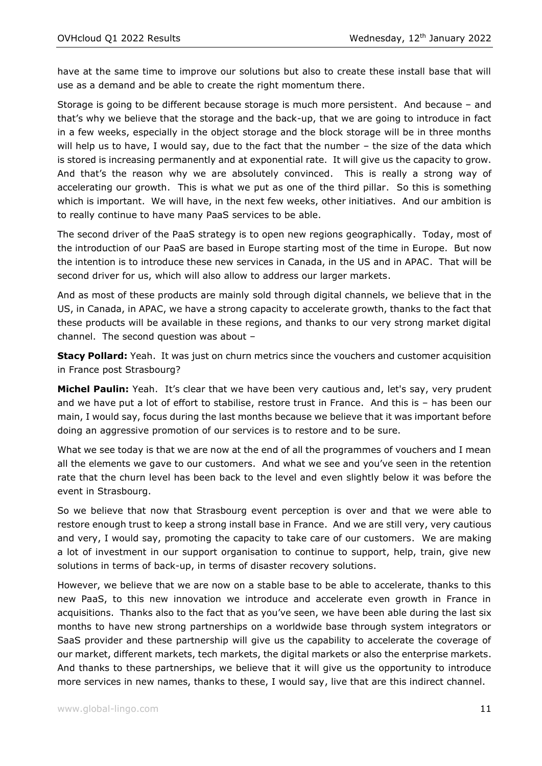have at the same time to improve our solutions but also to create these install base that will use as a demand and be able to create the right momentum there.

Storage is going to be different because storage is much more persistent. And because – and that's why we believe that the storage and the back-up, that we are going to introduce in fact in a few weeks, especially in the object storage and the block storage will be in three months will help us to have, I would say, due to the fact that the number – the size of the data which is stored is increasing permanently and at exponential rate. It will give us the capacity to grow. And that's the reason why we are absolutely convinced. This is really a strong way of accelerating our growth. This is what we put as one of the third pillar. So this is something which is important. We will have, in the next few weeks, other initiatives. And our ambition is to really continue to have many PaaS services to be able.

The second driver of the PaaS strategy is to open new regions geographically. Today, most of the introduction of our PaaS are based in Europe starting most of the time in Europe. But now the intention is to introduce these new services in Canada, in the US and in APAC. That will be second driver for us, which will also allow to address our larger markets.

And as most of these products are mainly sold through digital channels, we believe that in the US, in Canada, in APAC, we have a strong capacity to accelerate growth, thanks to the fact that these products will be available in these regions, and thanks to our very strong market digital channel. The second question was about –

**Stacy Pollard:** Yeah. It was just on churn metrics since the vouchers and customer acquisition in France post Strasbourg?

**Michel Paulin:** Yeah. It's clear that we have been very cautious and, let's say, very prudent and we have put a lot of effort to stabilise, restore trust in France. And this is – has been our main, I would say, focus during the last months because we believe that it was important before doing an aggressive promotion of our services is to restore and to be sure.

What we see today is that we are now at the end of all the programmes of vouchers and I mean all the elements we gave to our customers. And what we see and you've seen in the retention rate that the churn level has been back to the level and even slightly below it was before the event in Strasbourg.

So we believe that now that Strasbourg event perception is over and that we were able to restore enough trust to keep a strong install base in France. And we are still very, very cautious and very, I would say, promoting the capacity to take care of our customers. We are making a lot of investment in our support organisation to continue to support, help, train, give new solutions in terms of back-up, in terms of disaster recovery solutions.

However, we believe that we are now on a stable base to be able to accelerate, thanks to this new PaaS, to this new innovation we introduce and accelerate even growth in France in acquisitions. Thanks also to the fact that as you've seen, we have been able during the last six months to have new strong partnerships on a worldwide base through system integrators or SaaS provider and these partnership will give us the capability to accelerate the coverage of our market, different markets, tech markets, the digital markets or also the enterprise markets. And thanks to these partnerships, we believe that it will give us the opportunity to introduce more services in new names, thanks to these, I would say, live that are this indirect channel.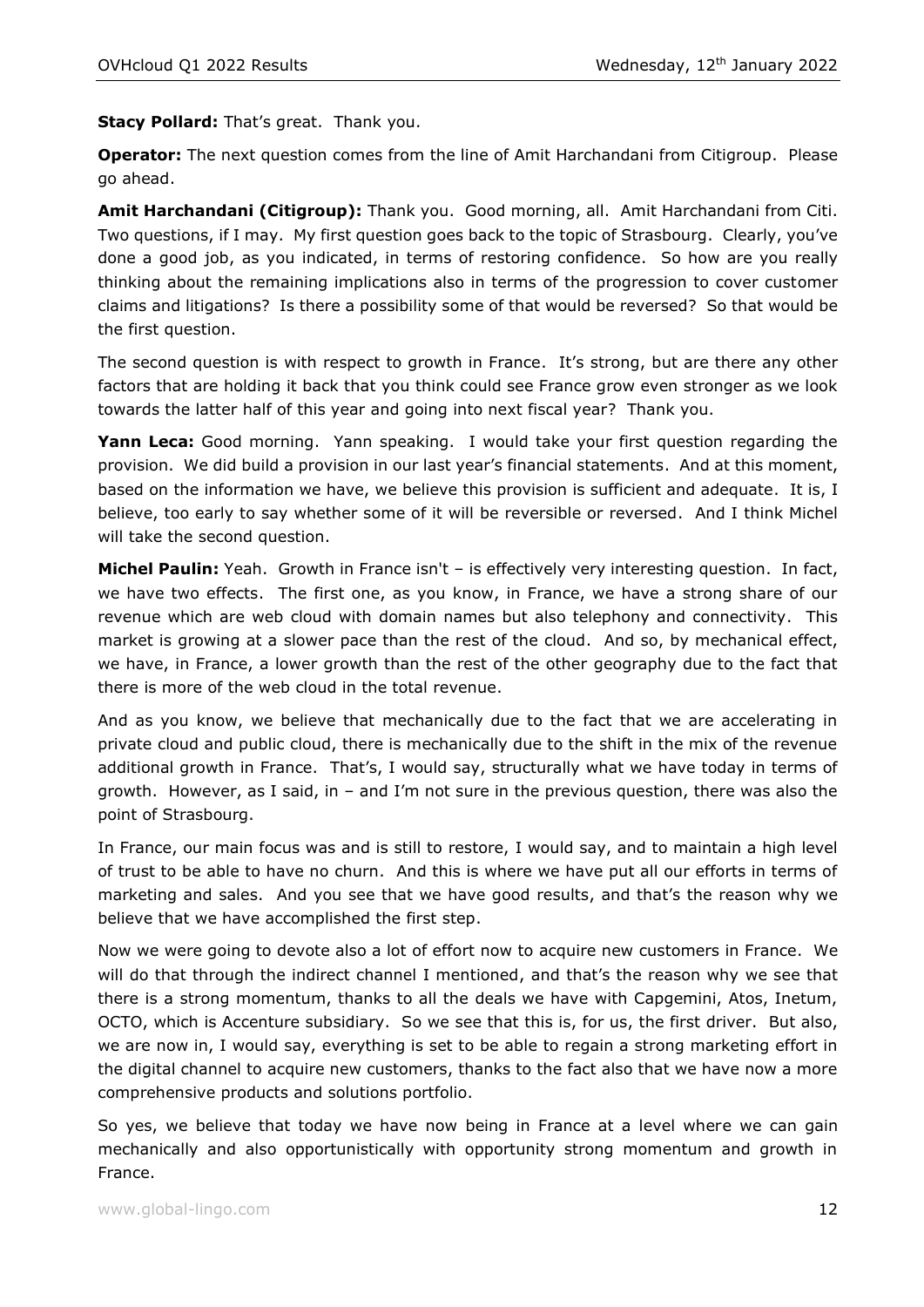**Stacy Pollard:** That's great. Thank you.

**Operator:** The next question comes from the line of Amit Harchandani from Citigroup. Please go ahead.

**Amit Harchandani (Citigroup):** Thank you. Good morning, all. Amit Harchandani from Citi. Two questions, if I may. My first question goes back to the topic of Strasbourg. Clearly, you've done a good job, as you indicated, in terms of restoring confidence. So how are you really thinking about the remaining implications also in terms of the progression to cover customer claims and litigations? Is there a possibility some of that would be reversed? So that would be the first question.

The second question is with respect to growth in France. It's strong, but are there any other factors that are holding it back that you think could see France grow even stronger as we look towards the latter half of this year and going into next fiscal year? Thank you.

**Yann Leca:** Good morning. Yann speaking. I would take your first question regarding the provision. We did build a provision in our last year's financial statements. And at this moment, based on the information we have, we believe this provision is sufficient and adequate. It is, I believe, too early to say whether some of it will be reversible or reversed. And I think Michel will take the second question.

**Michel Paulin:** Yeah. Growth in France isn't – is effectively very interesting question. In fact, we have two effects. The first one, as you know, in France, we have a strong share of our revenue which are web cloud with domain names but also telephony and connectivity. This market is growing at a slower pace than the rest of the cloud. And so, by mechanical effect, we have, in France, a lower growth than the rest of the other geography due to the fact that there is more of the web cloud in the total revenue.

And as you know, we believe that mechanically due to the fact that we are accelerating in private cloud and public cloud, there is mechanically due to the shift in the mix of the revenue additional growth in France. That's, I would say, structurally what we have today in terms of growth. However, as I said, in – and I'm not sure in the previous question, there was also the point of Strasbourg.

In France, our main focus was and is still to restore, I would say, and to maintain a high level of trust to be able to have no churn. And this is where we have put all our efforts in terms of marketing and sales. And you see that we have good results, and that's the reason why we believe that we have accomplished the first step.

Now we were going to devote also a lot of effort now to acquire new customers in France. We will do that through the indirect channel I mentioned, and that's the reason why we see that there is a strong momentum, thanks to all the deals we have with Capgemini, Atos, Inetum, OCTO, which is Accenture subsidiary. So we see that this is, for us, the first driver. But also, we are now in, I would say, everything is set to be able to regain a strong marketing effort in the digital channel to acquire new customers, thanks to the fact also that we have now a more comprehensive products and solutions portfolio.

So yes, we believe that today we have now being in France at a level where we can gain mechanically and also opportunistically with opportunity strong momentum and growth in France.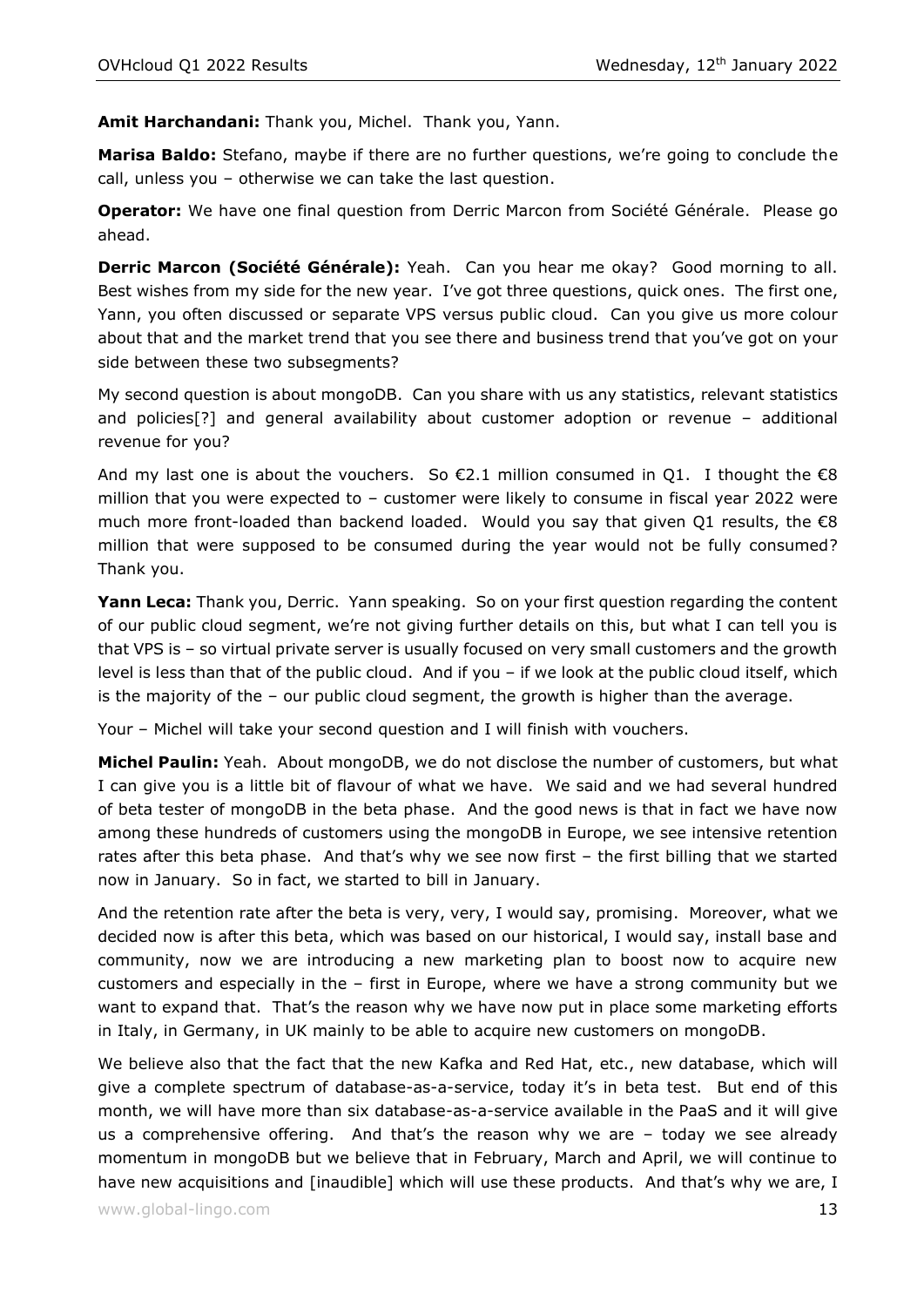**Amit Harchandani:** Thank you, Michel. Thank you, Yann.

**Marisa Baldo:** Stefano, maybe if there are no further questions, we're going to conclude the call, unless you – otherwise we can take the last question.

**Operator:** We have one final question from Derric Marcon from Société Générale. Please go ahead.

**Derric Marcon (Société Générale):** Yeah. Can you hear me okay? Good morning to all. Best wishes from my side for the new year. I've got three questions, quick ones. The first one, Yann, you often discussed or separate VPS versus public cloud. Can you give us more colour about that and the market trend that you see there and business trend that you've got on your side between these two subsegments?

My second question is about mongoDB. Can you share with us any statistics, relevant statistics and policies[?] and general availability about customer adoption or revenue – additional revenue for you?

And my last one is about the vouchers. So €2.1 million consumed in Q1. I thought the €8 million that you were expected to – customer were likely to consume in fiscal year 2022 were much more front-loaded than backend loaded. Would you say that given Q1 results, the €8 million that were supposed to be consumed during the year would not be fully consumed? Thank you.

**Yann Leca:** Thank you, Derric. Yann speaking. So on your first question regarding the content of our public cloud segment, we're not giving further details on this, but what I can tell you is that VPS is – so virtual private server is usually focused on very small customers and the growth level is less than that of the public cloud. And if you – if we look at the public cloud itself, which is the majority of the – our public cloud segment, the growth is higher than the average.

Your – Michel will take your second question and I will finish with vouchers.

**Michel Paulin:** Yeah. About mongoDB, we do not disclose the number of customers, but what I can give you is a little bit of flavour of what we have. We said and we had several hundred of beta tester of mongoDB in the beta phase. And the good news is that in fact we have now among these hundreds of customers using the mongoDB in Europe, we see intensive retention rates after this beta phase. And that's why we see now first – the first billing that we started now in January. So in fact, we started to bill in January.

And the retention rate after the beta is very, very, I would say, promising. Moreover, what we decided now is after this beta, which was based on our historical, I would say, install base and community, now we are introducing a new marketing plan to boost now to acquire new customers and especially in the – first in Europe, where we have a strong community but we want to expand that. That's the reason why we have now put in place some marketing efforts in Italy, in Germany, in UK mainly to be able to acquire new customers on mongoDB.

We believe also that the fact that the new Kafka and Red Hat, etc., new database, which will give a complete spectrum of database-as-a-service, today it's in beta test. But end of this month, we will have more than six database-as-a-service available in the PaaS and it will give us a comprehensive offering. And that's the reason why we are – today we see already momentum in mongoDB but we believe that in February, March and April, we will continue to have new acquisitions and [inaudible] which will use these products. And that's why we are, I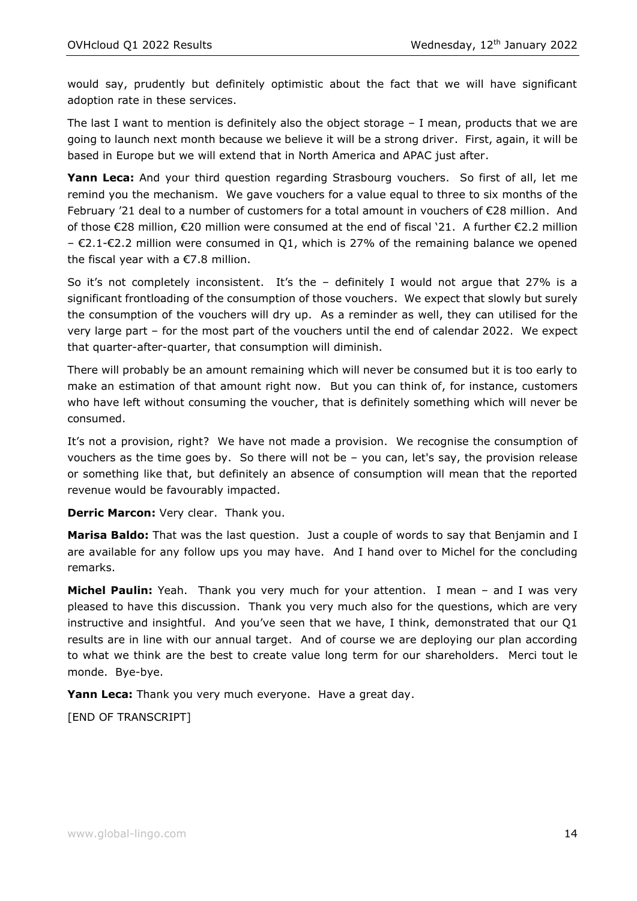would say, prudently but definitely optimistic about the fact that we will have significant adoption rate in these services.

The last I want to mention is definitely also the object storage – I mean, products that we are going to launch next month because we believe it will be a strong driver. First, again, it will be based in Europe but we will extend that in North America and APAC just after.

**Yann Leca:** And your third question regarding Strasbourg vouchers. So first of all, let me remind you the mechanism. We gave vouchers for a value equal to three to six months of the February '21 deal to a number of customers for a total amount in vouchers of €28 million. And of those €28 million, €20 million were consumed at the end of fiscal '21. A further €2.2 million – €2.1-€2.2 million were consumed in Q1, which is 27% of the remaining balance we opened the fiscal year with a €7.8 million.

So it's not completely inconsistent. It's the – definitely I would not argue that 27% is a significant frontloading of the consumption of those vouchers. We expect that slowly but surely the consumption of the vouchers will dry up. As a reminder as well, they can utilised for the very large part – for the most part of the vouchers until the end of calendar 2022. We expect that quarter-after-quarter, that consumption will diminish.

There will probably be an amount remaining which will never be consumed but it is too early to make an estimation of that amount right now. But you can think of, for instance, customers who have left without consuming the voucher, that is definitely something which will never be consumed.

It's not a provision, right? We have not made a provision. We recognise the consumption of vouchers as the time goes by. So there will not be – you can, let's say, the provision release or something like that, but definitely an absence of consumption will mean that the reported revenue would be favourably impacted.

**Derric Marcon:** Very clear. Thank you.

**Marisa Baldo:** That was the last question. Just a couple of words to say that Benjamin and I are available for any follow ups you may have. And I hand over to Michel for the concluding remarks.

**Michel Paulin:** Yeah. Thank you very much for your attention. I mean – and I was very pleased to have this discussion. Thank you very much also for the questions, which are very instructive and insightful. And you've seen that we have, I think, demonstrated that our Q1 results are in line with our annual target. And of course we are deploying our plan according to what we think are the best to create value long term for our shareholders. Merci tout le monde. Bye-bye.

**Yann Leca:** Thank you very much everyone. Have a great day.

[END OF TRANSCRIPT]